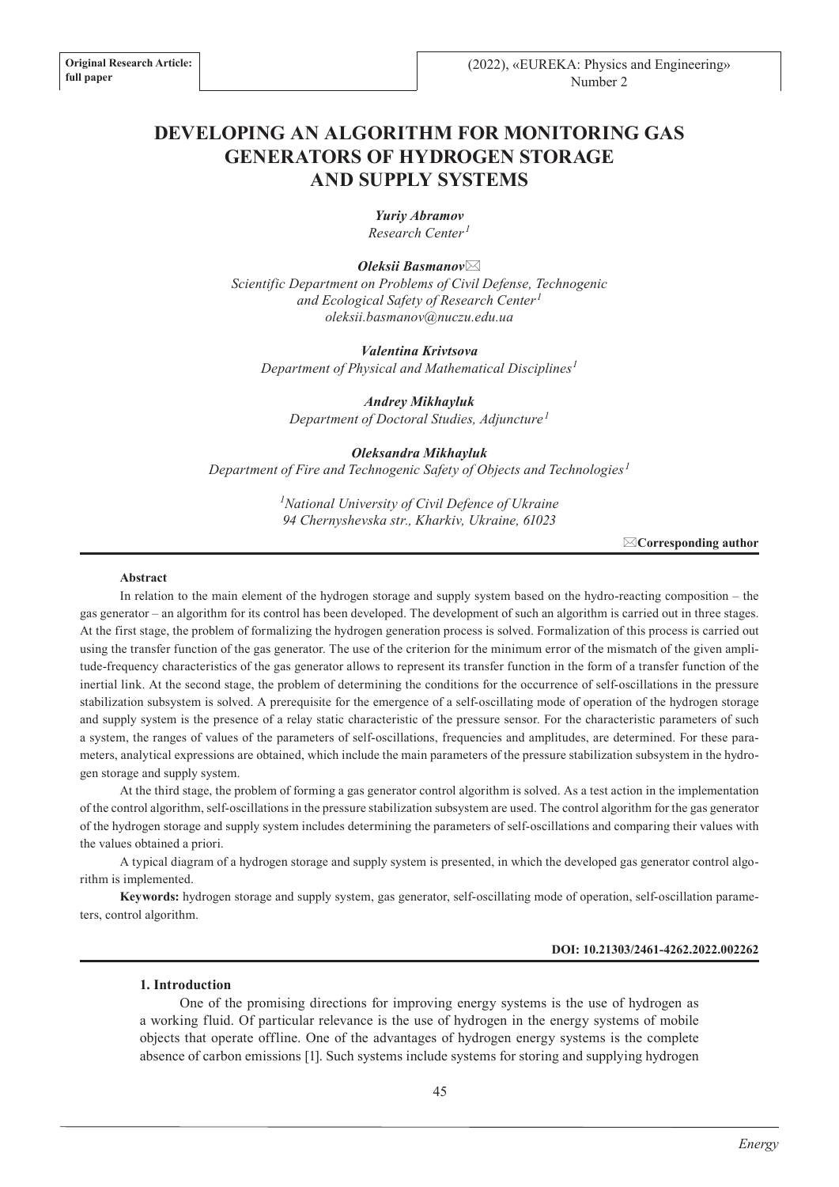**Original Research Article: full paper**

(2022), «EUREKA: Physics and Engineering» Number 2

# DEVELOPING AN ALGORITHM FOR MONITORING GAS GENERATORS OF HYDROGEN STORAGE AND SUPPLY SYSTEMS

***Yuriy Abramov***
*Research Center*[1]

***Oleksii Basmanov***✉
*Scientific Department on Problems of Civil Defense, Technogenic and Ecological Safety of Research Center*[1]
*oleksii.basmanov@nuczu.edu.ua*

***Valentina Krivtsova***
*Department of Physical and Mathematical Disciplines*[1]

***Andrey Mikhayluk***
*Department of Doctoral Studies, Adjuncture*[1]

***Oleksandra Mikhayluk***
*Department of Fire and Technogenic Safety of Objects and Technologies*[1]

[1]*National University of Civil Defence of Ukraine*
*94 Chernyshevska str., Kharkiv, Ukraine, 61023*

✉**Corresponding author**

**Abstract**

In relation to the main element of the hydrogen storage and supply system based on the hydro-reacting composition – the gas generator – an algorithm for its control has been developed. The development of such an algorithm is carried out in three stages. At the first stage, the problem of formalizing the hydrogen generation process is solved. Formalization of this process is carried out using the transfer function of the gas generator. The use of the criterion for the minimum error of the mismatch of the given amplitude-frequency characteristics of the gas generator allows to represent its transfer function in the form of a transfer function of the inertial link. At the second stage, the problem of determining the conditions for the occurrence of self-oscillations in the pressure stabilization subsystem is solved. A prerequisite for the emergence of a self-oscillating mode of operation of the hydrogen storage and supply system is the presence of a relay static characteristic of the pressure sensor. For the characteristic parameters of such a system, the ranges of values of the parameters of self-oscillations, frequencies and amplitudes, are determined. For these parameters, analytical expressions are obtained, which include the main parameters of the pressure stabilization subsystem in the hydrogen storage and supply system.

At the third stage, the problem of forming a gas generator control algorithm is solved. As a test action in the implementation of the control algorithm, self-oscillations in the pressure stabilization subsystem are used. The control algorithm for the gas generator of the hydrogen storage and supply system includes determining the parameters of self-oscillations and comparing their values with the values obtained a priori.

A typical diagram of a hydrogen storage and supply system is presented, in which the developed gas generator control algorithm is implemented.

**Keywords:** hydrogen storage and supply system, gas generator, self-oscillating mode of operation, self-oscillation parameters, control algorithm.

**DOI: 10.21303/2461-4262.2022.002262**

## 1. Introduction

One of the promising directions for improving energy systems is the use of hydrogen as a working fluid. Of particular relevance is the use of hydrogen in the energy systems of mobile objects that operate offline. One of the advantages of hydrogen energy systems is the complete absence of carbon emissions [1]. Such systems include systems for storing and supplying hydrogen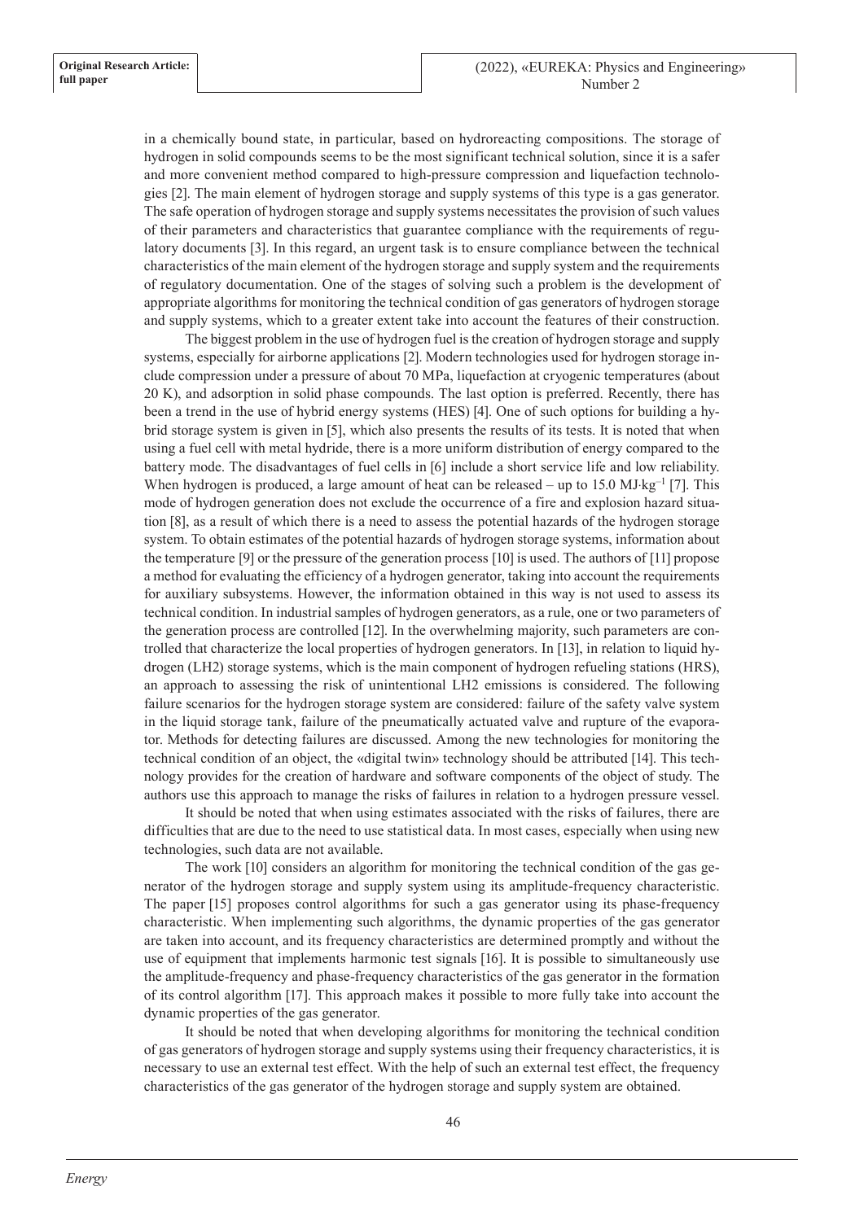in a chemically bound state, in particular, based on hydroreacting compositions. The storage of hydrogen in solid compounds seems to be the most significant technical solution, since it is a safer and more convenient method compared to high-pressure compression and liquefaction technologies [2]. The main element of hydrogen storage and supply systems of this type is a gas generator. The safe operation of hydrogen storage and supply systems necessitates the provision of such values of their parameters and characteristics that guarantee compliance with the requirements of regulatory documents [3]. In this regard, an urgent task is to ensure compliance between the technical characteristics of the main element of the hydrogen storage and supply system and the requirements of regulatory documentation. One of the stages of solving such a problem is the development of appropriate algorithms for monitoring the technical condition of gas generators of hydrogen storage and supply systems, which to a greater extent take into account the features of their construction.

The biggest problem in the use of hydrogen fuel is the creation of hydrogen storage and supply systems, especially for airborne applications [2]. Modern technologies used for hydrogen storage include compression under a pressure of about 70 MPa, liquefaction at cryogenic temperatures (about 20 K), and adsorption in solid phase compounds. The last option is preferred. Recently, there has been a trend in the use of hybrid energy systems (HES) [4]. One of such options for building a hybrid storage system is given in [5], which also presents the results of its tests. It is noted that when using a fuel cell with metal hydride, there is a more uniform distribution of energy compared to the battery mode. The disadvantages of fuel cells in [6] include a short service life and low reliability. When hydrogen is produced, a large amount of heat can be released – up to 15.0 $MJ \cdot kg^{-1}$ [7]. This mode of hydrogen generation does not exclude the occurrence of a fire and explosion hazard situation [8], as a result of which there is a need to assess the potential hazards of the hydrogen storage system. To obtain estimates of the potential hazards of hydrogen storage systems, information about the temperature [9] or the pressure of the generation process [10] is used. The authors of [11] propose a method for evaluating the efficiency of a hydrogen generator, taking into account the requirements for auxiliary subsystems. However, the information obtained in this way is not used to assess its technical condition. In industrial samples of hydrogen generators, as a rule, one or two parameters of the generation process are controlled [12]. In the overwhelming majority, such parameters are controlled that characterize the local properties of hydrogen generators. In [13], in relation to liquid hydrogen (LH2) storage systems, which is the main component of hydrogen refueling stations (HRS), an approach to assessing the risk of unintentional LH2 emissions is considered. The following failure scenarios for the hydrogen storage system are considered: failure of the safety valve system in the liquid storage tank, failure of the pneumatically actuated valve and rupture of the evaporator. Methods for detecting failures are discussed. Among the new technologies for monitoring the technical condition of an object, the «digital twin» technology should be attributed [14]. This technology provides for the creation of hardware and software components of the object of study. The authors use this approach to manage the risks of failures in relation to a hydrogen pressure vessel.

It should be noted that when using estimates associated with the risks of failures, there are difficulties that are due to the need to use statistical data. In most cases, especially when using new technologies, such data are not available.

The work [10] considers an algorithm for monitoring the technical condition of the gas generator of the hydrogen storage and supply system using its amplitude-frequency characteristic. The paper [15] proposes control algorithms for such a gas generator using its phase-frequency characteristic. When implementing such algorithms, the dynamic properties of the gas generator are taken into account, and its frequency characteristics are determined promptly and without the use of equipment that implements harmonic test signals [16]. It is possible to simultaneously use the amplitude-frequency and phase-frequency characteristics of the gas generator in the formation of its control algorithm [17]. This approach makes it possible to more fully take into account the dynamic properties of the gas generator.

It should be noted that when developing algorithms for monitoring the technical condition of gas generators of hydrogen storage and supply systems using their frequency characteristics, it is necessary to use an external test effect. With the help of such an external test effect, the frequency characteristics of the gas generator of the hydrogen storage and supply system are obtained.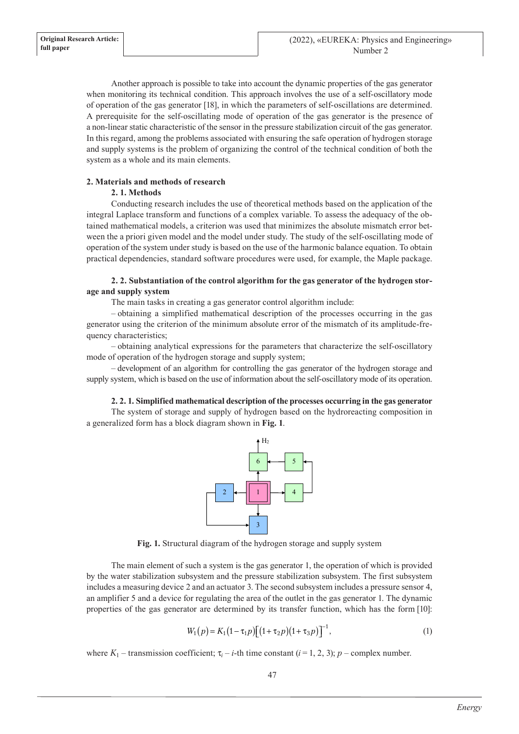Another approach is possible to take into account the dynamic properties of the gas generator when monitoring its technical condition. This approach involves the use of a self-oscillatory mode of operation of the gas generator [18], in which the parameters of self-oscillations are determined. A prerequisite for the self-oscillating mode of operation of the gas generator is the presence of a non-linear static characteristic of the sensor in the pressure stabilization circuit of the gas generator. In this regard, among the problems associated with ensuring the safe operation of hydrogen storage and supply systems is the problem of organizing the control of the technical condition of both the system as a whole and its main elements.

## 2. Materials and methods of research

### 2. 1. Methods

Conducting research includes the use of theoretical methods based on the application of the integral Laplace transform and functions of a complex variable. To assess the adequacy of the obtained mathematical models, a criterion was used that minimizes the absolute mismatch error between the a priori given model and the model under study. The study of the self-oscillating mode of operation of the system under study is based on the use of the harmonic balance equation. To obtain practical dependencies, standard software procedures were used, for example, the Maple package.

### 2. 2. Substantiation of the control algorithm for the gas generator of the hydrogen storage and supply system

The main tasks in creating a gas generator control algorithm include:

– obtaining a simplified mathematical description of the processes occurring in the gas generator using the criterion of the minimum absolute error of the mismatch of its amplitude-frequency characteristics;

– obtaining analytical expressions for the parameters that characterize the self-oscillatory mode of operation of the hydrogen storage and supply system;

– development of an algorithm for controlling the gas generator of the hydrogen storage and supply system, which is based on the use of information about the self-oscillatory mode of its operation.

#### 2. 2. 1. Simplified mathematical description of the processes occurring in the gas generator

The system of storage and supply of hydrogen based on the hydroreacting composition in a generalized form has a block diagram shown in **Fig. 1**.

**Fig. 1.** Structural diagram of the hydrogen storage and supply system

The main element of such a system is the gas generator 1, the operation of which is provided by the water stabilization subsystem and the pressure stabilization subsystem. The first subsystem includes a measuring device 2 and an actuator 3. The second subsystem includes a pressure sensor 4, an amplifier 5 and a device for regulating the area of the outlet in the gas generator 1. The dynamic properties of the gas generator are determined by its transfer function, which has the form [10]:

$$W_1(p) = K_1(1-\tau_1 p)\left[(1+\tau_2 p)(1+\tau_3 p)\right]^{-1}, \tag{1}$$

where $K_1$ – transmission coefficient; $\tau_i$ – $i$-th time constant ($i = 1, 2, 3$); $p$ – complex number.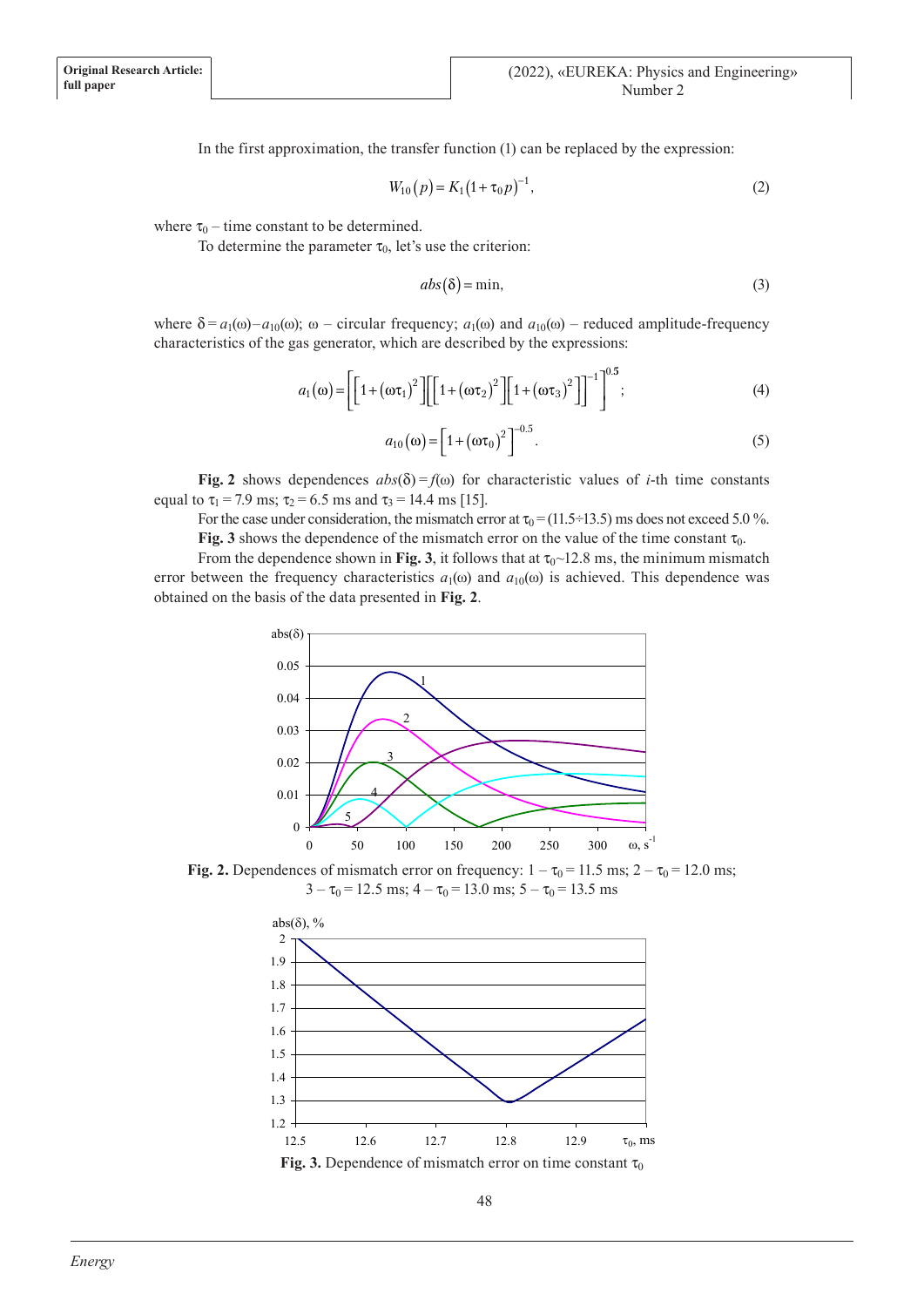In the first approximation, the transfer function (1) can be replaced by the expression:

$$W_{10}(p) = K_1 (1 + \tau_0 p)^{-1}, \tag{2}$$

where $\tau_0$ – time constant to be determined.

To determine the parameter $\tau_0$, let's use the criterion:

$$abs(\delta) = \min, \tag{3}$$

where $\delta = a_1(\omega) - a_{10}(\omega)$; $\omega$ – circular frequency; $a_1(\omega)$ and $a_{10}(\omega)$ – reduced amplitude-frequency characteristics of the gas generator, which are described by the expressions:

$$a_1(\omega) = \left[ \left[ 1 + (\omega\tau_1)^2 \right] \left[ \left[ 1 + (\omega\tau_2)^2 \right] \left[ 1 + (\omega\tau_3)^2 \right] \right]^{-1} \right]^{0.5}; \tag{4}$$

$$a_{10}(\omega) = \left[ 1 + (\omega\tau_0)^2 \right]^{-0.5}. \tag{5}$$

**Fig. 2** shows dependences $abs(\delta) = f(\omega)$ for characteristic values of $i$-th time constants equal to $\tau_1 = 7.9$ ms; $\tau_2 = 6.5$ ms and $\tau_3 = 14.4$ ms [15].

For the case under consideration, the mismatch error at $\tau_0 = (11.5 \div 13.5)$ ms does not exceed 5.0 %.

**Fig. 3** shows the dependence of the mismatch error on the value of the time constant $\tau_0$.

From the dependence shown in **Fig. 3**, it follows that at $\tau_0 \sim 12.8$ ms, the minimum mismatch error between the frequency characteristics $a_1(\omega)$ and $a_{10}(\omega)$ is achieved. This dependence was obtained on the basis of the data presented in **Fig. 2**.

**Fig. 2.** Dependences of mismatch error on frequency: 1 – $\tau_0 = 11.5$ ms; 2 – $\tau_0 = 12.0$ ms; 3 – $\tau_0 = 12.5$ ms; 4 – $\tau_0 = 13.0$ ms; 5 – $\tau_0 = 13.5$ ms

**Fig. 3.** Dependence of mismatch error on time constant $\tau_0$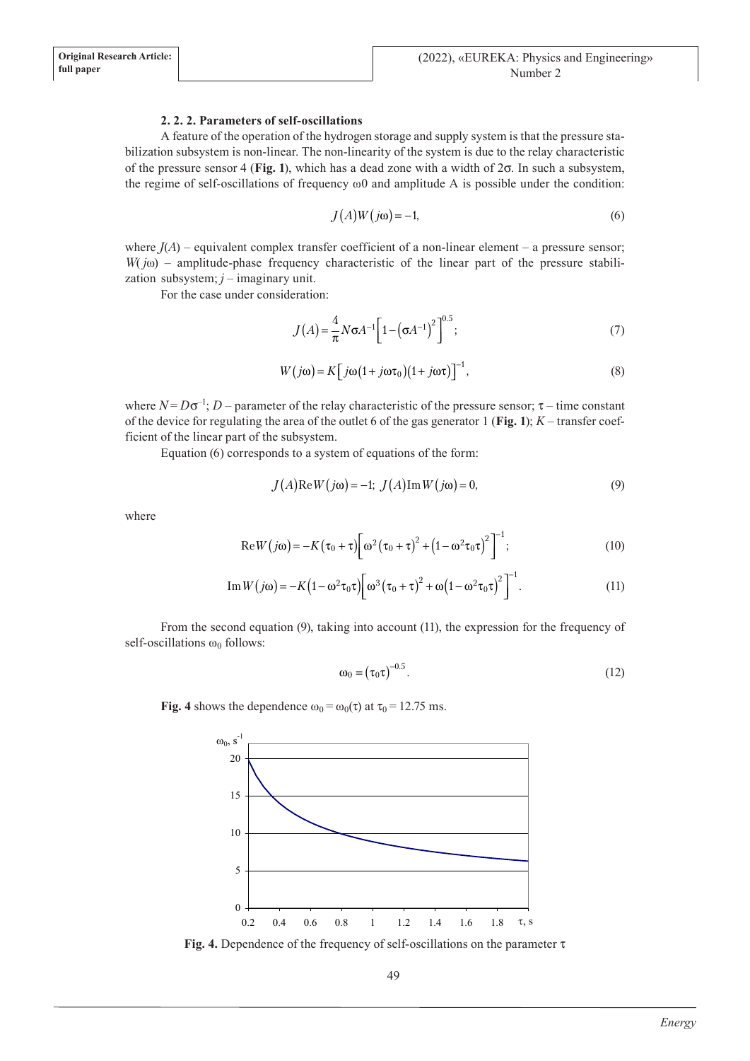#### 2. 2. 2. Parameters of self-oscillations

A feature of the operation of the hydrogen storage and supply system is that the pressure stabilization subsystem is non-linear. The non-linearity of the system is due to the relay characteristic of the pressure sensor 4 (**Fig. 1**), which has a dead zone with a width of $2\sigma$. In such a subsystem, the regime of self-oscillations of frequency ω0 and amplitude A is possible under the condition:

$$J(A)W(j\omega) = -1, \tag{6}$$

where $J(A)$ – equivalent complex transfer coefficient of a non-linear element – a pressure sensor; $W(j\omega)$ – amplitude-phase frequency characteristic of the linear part of the pressure stabilization subsystem; $j$ – imaginary unit.

For the case under consideration:

$$J(A) = \frac{4}{\pi} N\sigma A^{-1}\left[1-\left(\sigma A^{-1}\right)^2\right]^{0.5}; \tag{7}$$

$$W(j\omega) = K\left[j\omega\left(1+j\omega\tau_0\right)\left(1+j\omega\tau\right)\right]^{-1}, \tag{8}$$

where $N = D\sigma^{-1}$; $D$ – parameter of the relay characteristic of the pressure sensor; $\tau$ – time constant of the device for regulating the area of the outlet 6 of the gas generator 1 (**Fig. 1**); $K$ – transfer coefficient of the linear part of the subsystem.

Equation (6) corresponds to a system of equations of the form:

$$J(A)\mathrm{Re}W(j\omega) = -1;\ J(A)\mathrm{Im}W(j\omega) = 0, \tag{9}$$

where

$$\mathrm{Re}W(j\omega) = -K\left(\tau_0+\tau\right)\left[\omega^2\left(\tau_0+\tau\right)^2+\left(1-\omega^2\tau_0\tau\right)^2\right]^{-1}; \tag{10}$$

$$\mathrm{Im}W(j\omega) = -K\left(1-\omega^2\tau_0\tau\right)\left[\omega^3\left(\tau_0+\tau\right)^2+\omega\left(1-\omega^2\tau_0\tau\right)^2\right]^{-1}. \tag{11}$$

From the second equation (9), taking into account (11), the expression for the frequency of self-oscillations $\omega_0$ follows:

$$\omega_0 = \left(\tau_0\tau\right)^{-0.5}. \tag{12}$$

**Fig. 4** shows the dependence $\omega_0 = \omega_0(\tau)$ at $\tau_0 = 12.75$ ms.

**Fig. 4.** Dependence of the frequency of self-oscillations on the parameter $\tau$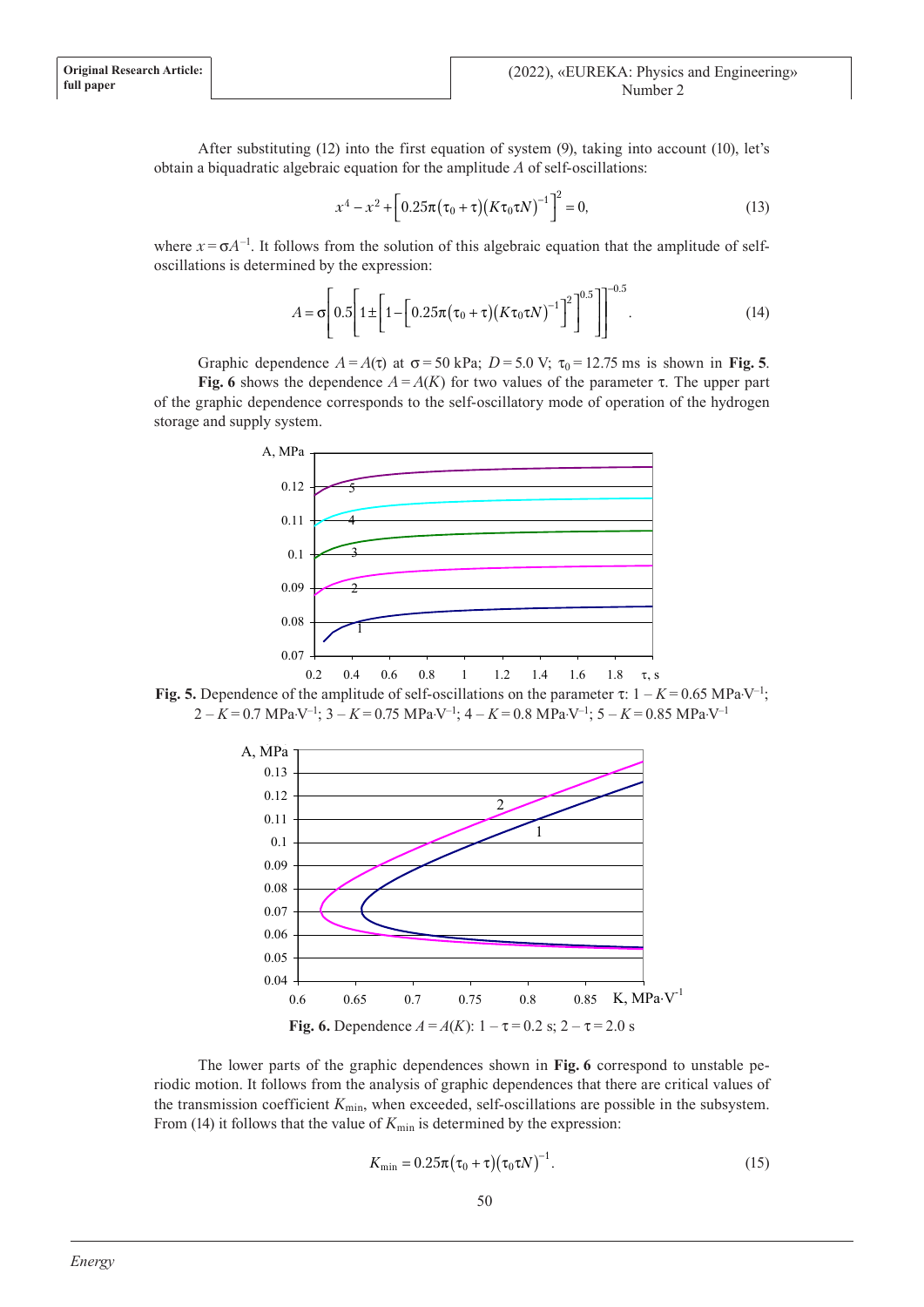After substituting (12) into the first equation of system (9), taking into account (10), let's obtain a biquadratic algebraic equation for the amplitude $A$ of self-oscillations:

$$x^4 - x^2 + \left[0.25\pi(\tau_0 + \tau)(K\tau_0\tau N)^{-1}\right]^2 = 0, \tag{13}$$

where $x = \sigma A^{-1}$. It follows from the solution of this algebraic equation that the amplitude of self-oscillations is determined by the expression:

$$A = \sigma\left[0.5\left[1 \pm \left[1 - \left[0.25\pi(\tau_0 + \tau)(K\tau_0\tau N)^{-1}\right]^2\right]^{0.5}\right]\right]^{-0.5}. \tag{14}$$

Graphic dependence $A = A(\tau)$ at $\sigma = 50$ kPa; $D = 5.0$ V; $\tau_0 = 12.75$ ms is shown in **Fig. 5**.

**Fig. 6** shows the dependence $A = A(K)$ for two values of the parameter $\tau$. The upper part of the graphic dependence corresponds to the self-oscillatory mode of operation of the hydrogen storage and supply system.

**Fig. 5.** Dependence of the amplitude of self-oscillations on the parameter $\tau$: 1 – $K = 0.65$ MPa·V$^{-1}$; 2 – $K = 0.7$ MPa·V$^{-1}$; 3 – $K = 0.75$ MPa·V$^{-1}$; 4 – $K = 0.8$ MPa·V$^{-1}$; 5 – $K = 0.85$ MPa·V$^{-1}$

**Fig. 6.** Dependence $A = A(K)$: 1 – $\tau = 0.2$ s; 2 – $\tau = 2.0$ s

The lower parts of the graphic dependences shown in **Fig. 6** correspond to unstable periodic motion. It follows from the analysis of graphic dependences that there are critical values of the transmission coefficient $K_{\min}$, when exceeded, self-oscillations are possible in the subsystem. From (14) it follows that the value of $K_{\min}$ is determined by the expression:

$$K_{\min} = 0.25\pi(\tau_0 + \tau)(\tau_0\tau N)^{-1}. \tag{15}$$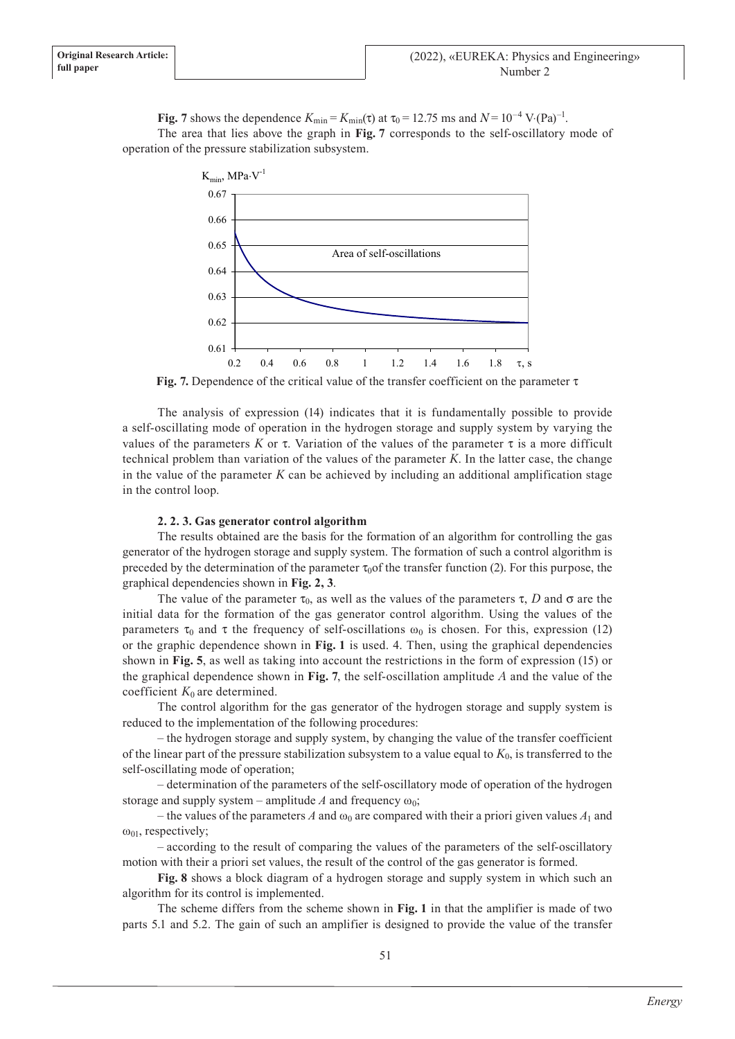**Fig. 7** shows the dependence $K_{\min} = K_{\min}(\tau)$ at $\tau_0 = 12.75$ ms and $N = 10^{-4}$ V·(Pa)$^{-1}$.

The area that lies above the graph in **Fig. 7** corresponds to the self-oscillatory mode of operation of the pressure stabilization subsystem.

**Fig. 7.** Dependence of the critical value of the transfer coefficient on the parameter $\tau$

The analysis of expression (14) indicates that it is fundamentally possible to provide a self-oscillating mode of operation in the hydrogen storage and supply system by varying the values of the parameters $K$ or $\tau$. Variation of the values of the parameter $\tau$ is a more difficult technical problem than variation of the values of the parameter $K$. In the latter case, the change in the value of the parameter $K$ can be achieved by including an additional amplification stage in the control loop.

#### 2. 2. 3. Gas generator control algorithm

The results obtained are the basis for the formation of an algorithm for controlling the gas generator of the hydrogen storage and supply system. The formation of such a control algorithm is preceded by the determination of the parameter $\tau_0$of the transfer function (2). For this purpose, the graphical dependencies shown in **Fig. 2, 3**.

The value of the parameter $\tau_0$, as well as the values of the parameters $\tau$, $D$ and $\sigma$ are the initial data for the formation of the gas generator control algorithm. Using the values of the parameters $\tau_0$ and $\tau$ the frequency of self-oscillations $\omega_0$ is chosen. For this, expression (12) or the graphic dependence shown in **Fig. 1** is used. 4. Then, using the graphical dependencies shown in **Fig. 5**, as well as taking into account the restrictions in the form of expression (15) or the graphical dependence shown in **Fig. 7**, the self-oscillation amplitude $A$ and the value of the coefficient $K_0$ are determined.

The control algorithm for the gas generator of the hydrogen storage and supply system is reduced to the implementation of the following procedures:

– the hydrogen storage and supply system, by changing the value of the transfer coefficient of the linear part of the pressure stabilization subsystem to a value equal to $K_0$, is transferred to the self-oscillating mode of operation;

– determination of the parameters of the self-oscillatory mode of operation of the hydrogen storage and supply system – amplitude $A$ and frequency $\omega_0$;

– the values of the parameters $A$ and $\omega_0$ are compared with their a priori given values $A_1$ and $\omega_{01}$, respectively;

– according to the result of comparing the values of the parameters of the self-oscillatory motion with their a priori set values, the result of the control of the gas generator is formed.

**Fig. 8** shows a block diagram of a hydrogen storage and supply system in which such an algorithm for its control is implemented.

The scheme differs from the scheme shown in **Fig. 1** in that the amplifier is made of two parts 5.1 and 5.2. The gain of such an amplifier is designed to provide the value of the transfer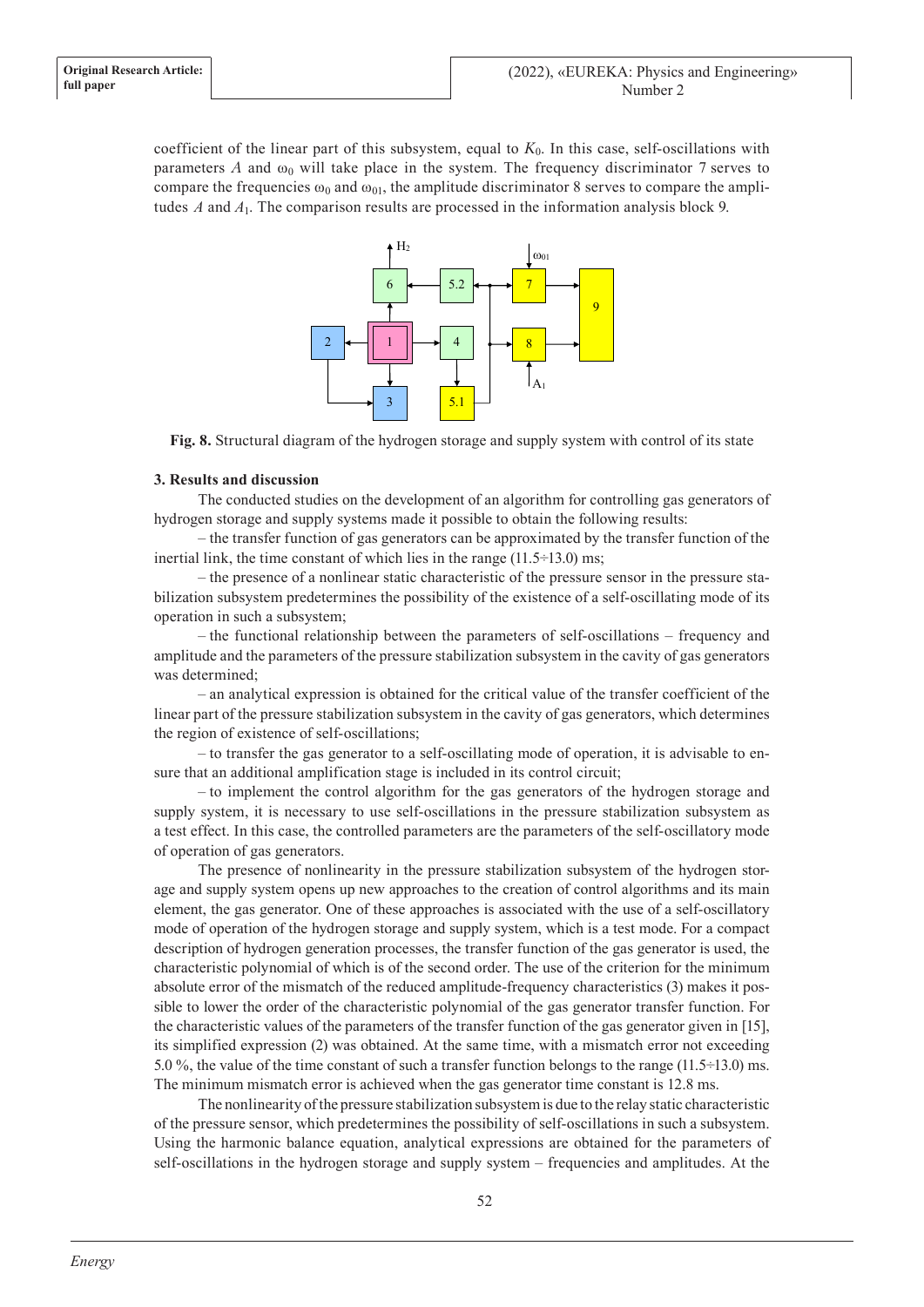coefficient of the linear part of this subsystem, equal to $K_0$. In this case, self-oscillations with parameters $A$ and $\omega_0$ will take place in the system. The frequency discriminator 7 serves to compare the frequencies $\omega_0$ and $\omega_{01}$, the amplitude discriminator 8 serves to compare the amplitudes $A$ and $A_1$. The comparison results are processed in the information analysis block 9.

**Fig. 8.** Structural diagram of the hydrogen storage and supply system with control of its state

### 3. Results and discussion

The conducted studies on the development of an algorithm for controlling gas generators of hydrogen storage and supply systems made it possible to obtain the following results:

– the transfer function of gas generators can be approximated by the transfer function of the inertial link, the time constant of which lies in the range (11.5÷13.0) ms;

– the presence of a nonlinear static characteristic of the pressure sensor in the pressure stabilization subsystem predetermines the possibility of the existence of a self-oscillating mode of its operation in such a subsystem;

– the functional relationship between the parameters of self-oscillations – frequency and amplitude and the parameters of the pressure stabilization subsystem in the cavity of gas generators was determined;

– an analytical expression is obtained for the critical value of the transfer coefficient of the linear part of the pressure stabilization subsystem in the cavity of gas generators, which determines the region of existence of self-oscillations;

– to transfer the gas generator to a self-oscillating mode of operation, it is advisable to ensure that an additional amplification stage is included in its control circuit;

– to implement the control algorithm for the gas generators of the hydrogen storage and supply system, it is necessary to use self-oscillations in the pressure stabilization subsystem as a test effect. In this case, the controlled parameters are the parameters of the self-oscillatory mode of operation of gas generators.

The presence of nonlinearity in the pressure stabilization subsystem of the hydrogen storage and supply system opens up new approaches to the creation of control algorithms and its main element, the gas generator. One of these approaches is associated with the use of a self-oscillatory mode of operation of the hydrogen storage and supply system, which is a test mode. For a compact description of hydrogen generation processes, the transfer function of the gas generator is used, the characteristic polynomial of which is of the second order. The use of the criterion for the minimum absolute error of the mismatch of the reduced amplitude-frequency characteristics (3) makes it possible to lower the order of the characteristic polynomial of the gas generator transfer function. For the characteristic values of the parameters of the transfer function of the gas generator given in [15], its simplified expression (2) was obtained. At the same time, with a mismatch error not exceeding 5.0 %, the value of the time constant of such a transfer function belongs to the range (11.5÷13.0) ms. The minimum mismatch error is achieved when the gas generator time constant is 12.8 ms.

The nonlinearity of the pressure stabilization subsystem is due to the relay static characteristic of the pressure sensor, which predetermines the possibility of self-oscillations in such a subsystem. Using the harmonic balance equation, analytical expressions are obtained for the parameters of self-oscillations in the hydrogen storage and supply system – frequencies and amplitudes. At the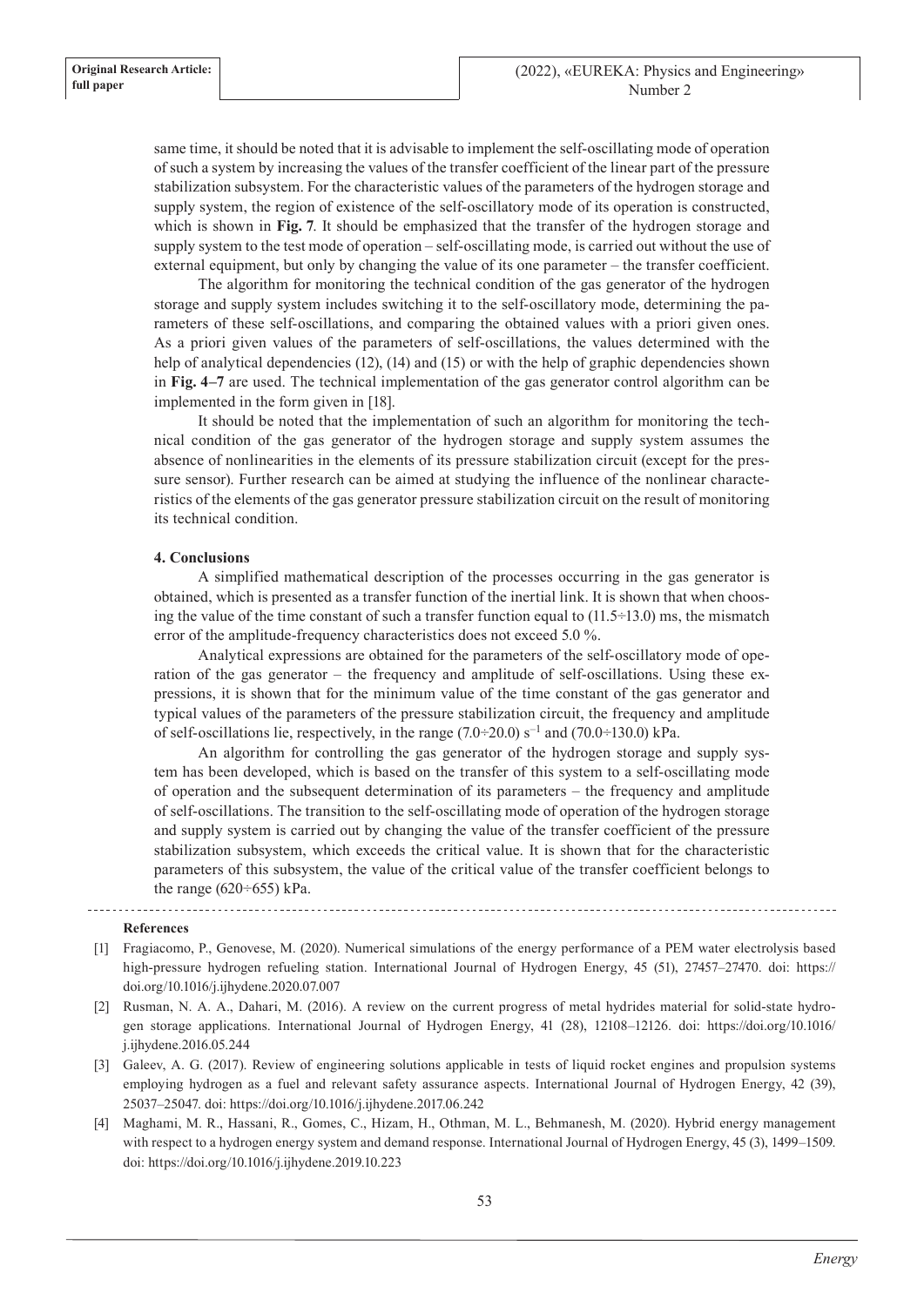same time, it should be noted that it is advisable to implement the self-oscillating mode of operation of such a system by increasing the values of the transfer coefficient of the linear part of the pressure stabilization subsystem. For the characteristic values of the parameters of the hydrogen storage and supply system, the region of existence of the self-oscillatory mode of its operation is constructed, which is shown in **Fig. 7**. It should be emphasized that the transfer of the hydrogen storage and supply system to the test mode of operation – self-oscillating mode, is carried out without the use of external equipment, but only by changing the value of its one parameter – the transfer coefficient.

The algorithm for monitoring the technical condition of the gas generator of the hydrogen storage and supply system includes switching it to the self-oscillatory mode, determining the parameters of these self-oscillations, and comparing the obtained values with a priori given ones. As a priori given values of the parameters of self-oscillations, the values determined with the help of analytical dependencies (12), (14) and (15) or with the help of graphic dependencies shown in **Fig. 4–7** are used. The technical implementation of the gas generator control algorithm can be implemented in the form given in [18].

It should be noted that the implementation of such an algorithm for monitoring the technical condition of the gas generator of the hydrogen storage and supply system assumes the absence of nonlinearities in the elements of its pressure stabilization circuit (except for the pressure sensor). Further research can be aimed at studying the influence of the nonlinear characteristics of the elements of the gas generator pressure stabilization circuit on the result of monitoring its technical condition.

## 4. Conclusions

A simplified mathematical description of the processes occurring in the gas generator is obtained, which is presented as a transfer function of the inertial link. It is shown that when choosing the value of the time constant of such a transfer function equal to (11.5÷13.0) ms, the mismatch error of the amplitude-frequency characteristics does not exceed 5.0 %.

Analytical expressions are obtained for the parameters of the self-oscillatory mode of operation of the gas generator – the frequency and amplitude of self-oscillations. Using these expressions, it is shown that for the minimum value of the time constant of the gas generator and typical values of the parameters of the pressure stabilization circuit, the frequency and amplitude of self-oscillations lie, respectively, in the range (7.0÷20.0) $s^{-1}$ and (70.0÷130.0) kPa.

An algorithm for controlling the gas generator of the hydrogen storage and supply system has been developed, which is based on the transfer of this system to a self-oscillating mode of operation and the subsequent determination of its parameters – the frequency and amplitude of self-oscillations. The transition to the self-oscillating mode of operation of the hydrogen storage and supply system is carried out by changing the value of the transfer coefficient of the pressure stabilization subsystem, which exceeds the critical value. It is shown that for the characteristic parameters of this subsystem, the value of the critical value of the transfer coefficient belongs to the range (620÷655) kPa.

### References

[1] Fragiacomo, P., Genovese, M. (2020). Numerical simulations of the energy performance of a PEM water electrolysis based high-pressure hydrogen refueling station. International Journal of Hydrogen Energy, 45 (51), 27457–27470. doi: https://doi.org/10.1016/j.ijhydene.2020.07.007

[2] Rusman, N. A. A., Dahari, M. (2016). A review on the current progress of metal hydrides material for solid-state hydrogen storage applications. International Journal of Hydrogen Energy, 41 (28), 12108–12126. doi: https://doi.org/10.1016/j.ijhydene.2016.05.244

[3] Galeev, A. G. (2017). Review of engineering solutions applicable in tests of liquid rocket engines and propulsion systems employing hydrogen as a fuel and relevant safety assurance aspects. International Journal of Hydrogen Energy, 42 (39), 25037–25047. doi: https://doi.org/10.1016/j.ijhydene.2017.06.242

[4] Maghami, M. R., Hassani, R., Gomes, C., Hizam, H., Othman, M. L., Behmanesh, M. (2020). Hybrid energy management with respect to a hydrogen energy system and demand response. International Journal of Hydrogen Energy, 45 (3), 1499–1509. doi: https://doi.org/10.1016/j.ijhydene.2019.10.223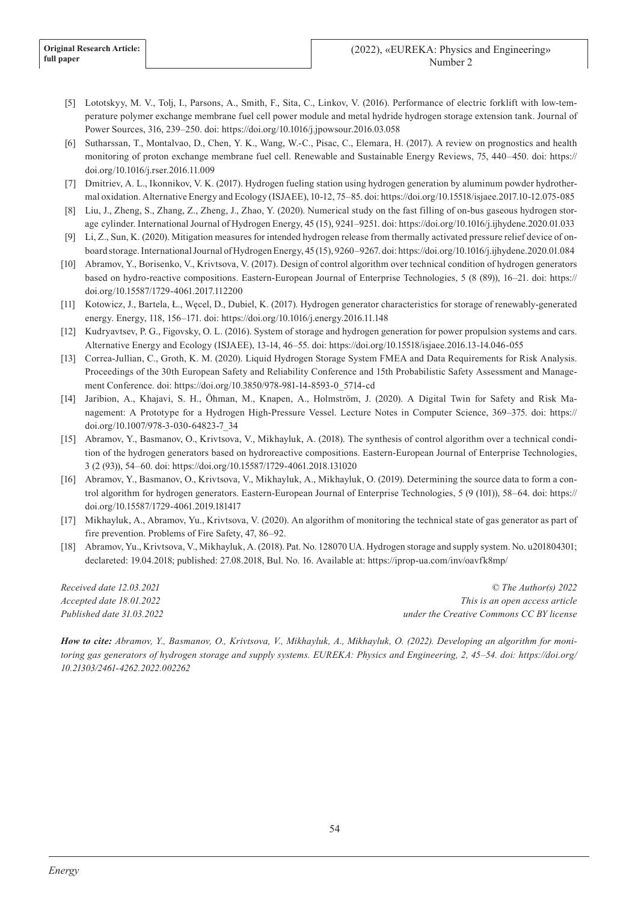[5] Lototskyy, M. V., Tolj, I., Parsons, A., Smith, F., Sita, C., Linkov, V. (2016). Performance of electric forklift with low-temperature polymer exchange membrane fuel cell power module and metal hydride hydrogen storage extension tank. Journal of Power Sources, 316, 239–250. doi: https://doi.org/10.1016/j.jpowsour.2016.03.058

[6] Sutharssan, T., Montalvao, D., Chen, Y. K., Wang, W.-C., Pisac, C., Elemara, H. (2017). A review on prognostics and health monitoring of proton exchange membrane fuel cell. Renewable and Sustainable Energy Reviews, 75, 440–450. doi: https://doi.org/10.1016/j.rser.2016.11.009

[7] Dmitriev, A. L., Ikonnikov, V. K. (2017). Hydrogen fueling station using hydrogen generation by aluminum powder hydrothermal oxidation. Alternative Energy and Ecology (ISJAEE), 10-12, 75–85. doi: https://doi.org/10.15518/isjaee.2017.10-12.075-085

[8] Liu, J., Zheng, S., Zhang, Z., Zheng, J., Zhao, Y. (2020). Numerical study on the fast filling of on-bus gaseous hydrogen storage cylinder. International Journal of Hydrogen Energy, 45 (15), 9241–9251. doi: https://doi.org/10.1016/j.ijhydene.2020.01.033

[9] Li, Z., Sun, K. (2020). Mitigation measures for intended hydrogen release from thermally activated pressure relief device of onboard storage. International Journal of Hydrogen Energy, 45 (15), 9260–9267. doi: https://doi.org/10.1016/j.ijhydene.2020.01.084

[10] Abramov, Y., Borisenko, V., Krivtsova, V. (2017). Design of control algorithm over technical condition of hydrogen generators based on hydro-reactive compositions. Eastern-European Journal of Enterprise Technologies, 5 (8 (89)), 16–21. doi: https://doi.org/10.15587/1729-4061.2017.112200

[11] Kotowicz, J., Bartela, Ł., Węcel, D., Dubiel, K. (2017). Hydrogen generator characteristics for storage of renewably-generated energy. Energy, 118, 156–171. doi: https://doi.org/10.1016/j.energy.2016.11.148

[12] Kudryavtsev, P. G., Figovsky, O. L. (2016). System of storage and hydrogen generation for power propulsion systems and cars. Alternative Energy and Ecology (ISJAEE), 13-14, 46–55. doi: https://doi.org/10.15518/isjaee.2016.13-14.046-055

[13] Correa-Jullian, C., Groth, K. M. (2020). Liquid Hydrogen Storage System FMEA and Data Requirements for Risk Analysis. Proceedings of the 30th European Safety and Reliability Conference and 15th Probabilistic Safety Assessment and Management Conference. doi: https://doi.org/10.3850/978-981-14-8593-0_5714-cd

[14] Jaribion, A., Khajavi, S. H., Öhman, M., Knapen, A., Holmström, J. (2020). A Digital Twin for Safety and Risk Management: A Prototype for a Hydrogen High-Pressure Vessel. Lecture Notes in Computer Science, 369–375. doi: https://doi.org/10.1007/978-3-030-64823-7_34

[15] Abramov, Y., Basmanov, O., Krivtsova, V., Mikhayluk, A. (2018). The synthesis of control algorithm over a technical condition of the hydrogen generators based on hydroreactive compositions. Eastern-European Journal of Enterprise Technologies, 3 (2 (93)), 54–60. doi: https://doi.org/10.15587/1729-4061.2018.131020

[16] Abramov, Y., Basmanov, O., Krivtsova, V., Mikhayluk, A., Mikhayluk, O. (2019). Determining the source data to form a control algorithm for hydrogen generators. Eastern-European Journal of Enterprise Technologies, 5 (9 (101)), 58–64. doi: https://doi.org/10.15587/1729-4061.2019.181417

[17] Mikhayluk, A., Abramov, Yu., Krivtsova, V. (2020). An algorithm of monitoring the technical state of gas generator as part of fire prevention. Problems of Fire Safety, 47, 86–92.

[18] Abramov, Yu., Krivtsova, V., Mikhayluk, A. (2018). Pat. No. 128070 UA. Hydrogen storage and supply system. No. u201804301; declareted: 19.04.2018; published: 27.08.2018, Bul. No. 16. Available at: https://iprop-ua.com/inv/oavfk8mp/

*Received date 12.03.2021*
*Accepted date 18.01.2022*
*Published date 31.03.2022*

*© The Author(s) 2022*
*This is an open access article*
*under the Creative Commons CC BY license*

***How to cite:*** *Abramov, Y., Basmanov, O., Krivtsova, V., Mikhayluk, A., Mikhayluk, O. (2022). Developing an algorithm for monitoring gas generators of hydrogen storage and supply systems. EUREKA: Physics and Engineering, 2, 45–54. doi: https://doi.org/10.21303/2461-4262.2022.002262*